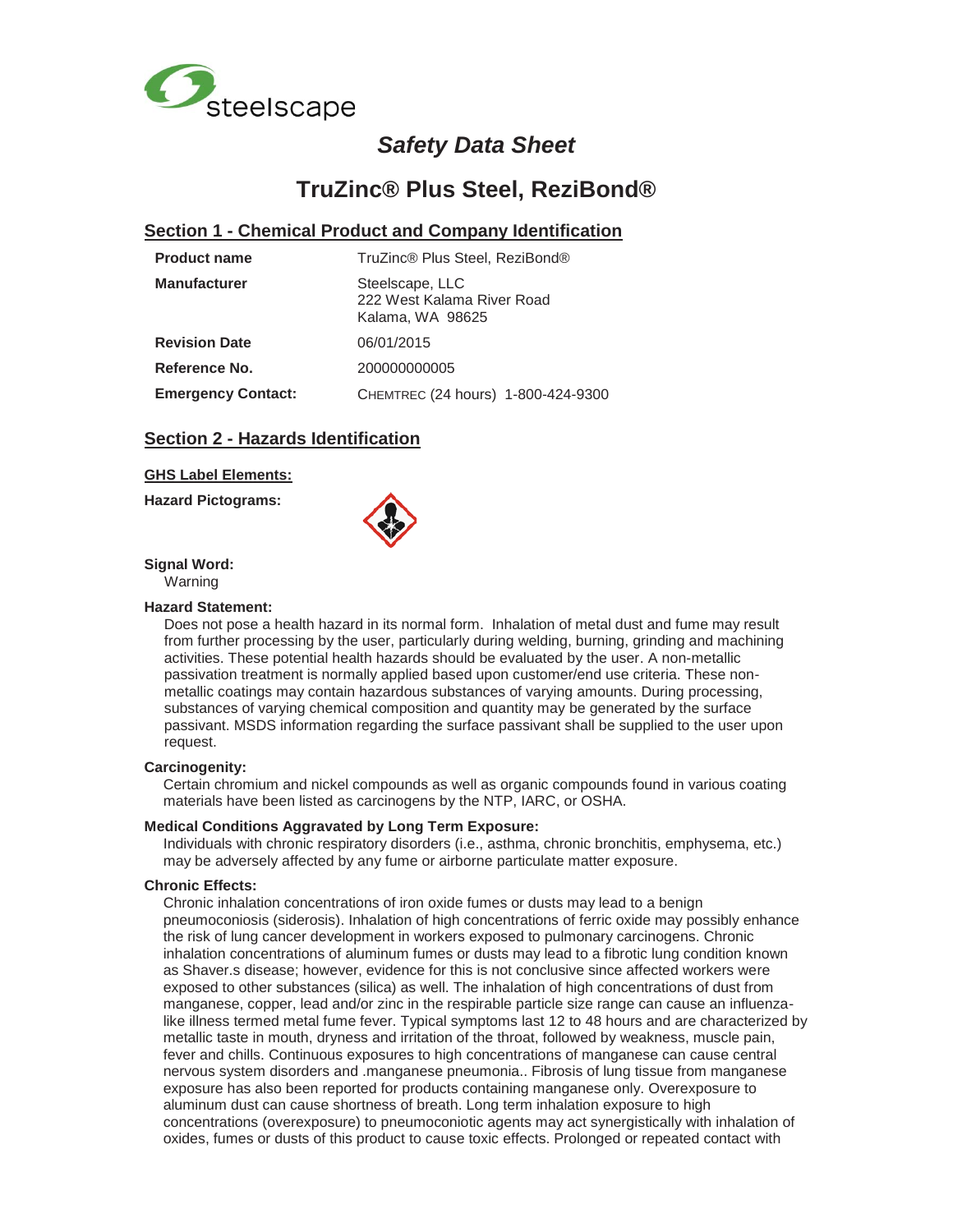steelscape

# *Safety Data Sheet*

# TruZinc® Plus Steel, ReziBond®

## Section 1 - Chemical Product and Company Identification

| | |
|---|---|
| **Product name** | TruZinc® Plus Steel, ReziBond® |
| **Manufacturer** | Steelscape, LLC<br>222 West Kalama River Road<br>Kalama, WA 98625 |
| **Revision Date** | 06/01/2015 |
| **Reference No.** | 200000000005 |
| **Emergency Contact:** | CHEMTREC (24 hours) 1-800-424-9300 |

## Section 2 - Hazards Identification

**GHS Label Elements:**

**Hazard Pictograms:**

**Signal Word:**

Warning

**Hazard Statement:**

Does not pose a health hazard in its normal form. Inhalation of metal dust and fume may result from further processing by the user, particularly during welding, burning, grinding and machining activities. These potential health hazards should be evaluated by the user. A non-metallic passivation treatment is normally applied based upon customer/end use criteria. These non-metallic coatings may contain hazardous substances of varying amounts. During processing, substances of varying chemical composition and quantity may be generated by the surface passivant. MSDS information regarding the surface passivant shall be supplied to the user upon request.

**Carcinogenity:**

Certain chromium and nickel compounds as well as organic compounds found in various coating materials have been listed as carcinogens by the NTP, IARC, or OSHA.

**Medical Conditions Aggravated by Long Term Exposure:**

Individuals with chronic respiratory disorders (i.e., asthma, chronic bronchitis, emphysema, etc.) may be adversely affected by any fume or airborne particulate matter exposure.

**Chronic Effects:**

Chronic inhalation concentrations of iron oxide fumes or dusts may lead to a benign pneumoconiosis (siderosis). Inhalation of high concentrations of ferric oxide may possibly enhance the risk of lung cancer development in workers exposed to pulmonary carcinogens. Chronic inhalation concentrations of aluminum fumes or dusts may lead to a fibrotic lung condition known as Shaver.s disease; however, evidence for this is not conclusive since affected workers were exposed to other substances (silica) as well. The inhalation of high concentrations of dust from manganese, copper, lead and/or zinc in the respirable particle size range can cause an influenza-like illness termed metal fume fever. Typical symptoms last 12 to 48 hours and are characterized by metallic taste in mouth, dryness and irritation of the throat, followed by weakness, muscle pain, fever and chills. Continuous exposures to high concentrations of manganese can cause central nervous system disorders and .manganese pneumonia.. Fibrosis of lung tissue from manganese exposure has also been reported for products containing manganese only. Overexposure to aluminum dust can cause shortness of breath. Long term inhalation exposure to high concentrations (overexposure) to pneumoconiotic agents may act synergistically with inhalation of oxides, fumes or dusts of this product to cause toxic effects. Prolonged or repeated contact with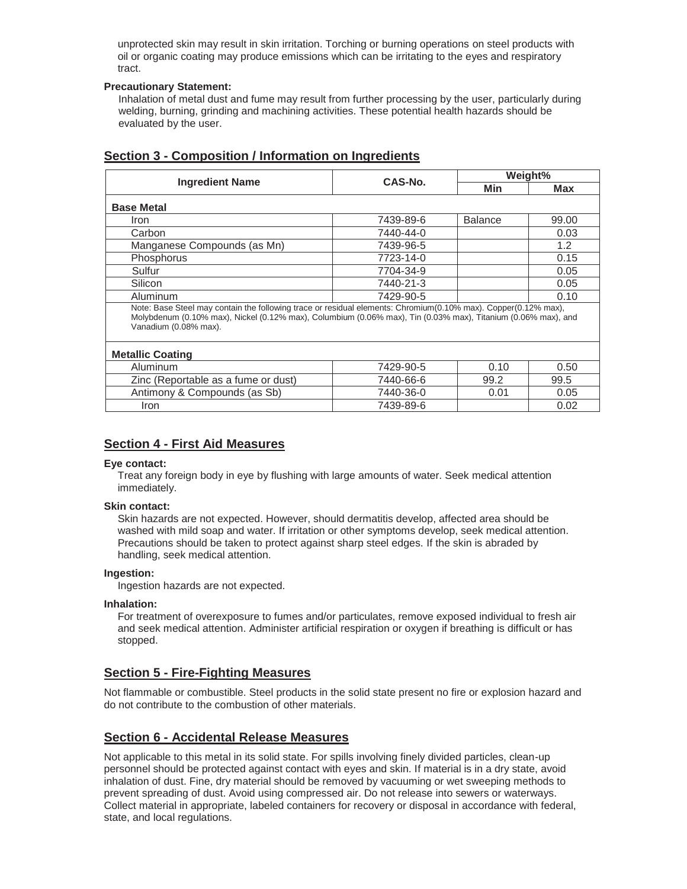unprotected skin may result in skin irritation. Torching or burning operations on steel products with oil or organic coating may produce emissions which can be irritating to the eyes and respiratory tract.

**Precautionary Statement:**

Inhalation of metal dust and fume may result from further processing by the user, particularly during welding, burning, grinding and machining activities. These potential health hazards should be evaluated by the user.

## Section 3 - Composition / Information on Ingredients

| Ingredient Name | CAS-No. | Weight% | |
|---|---|---|---|
| | | Min | Max |
| **Base Metal** | | | |
| Iron | 7439-89-6 | Balance | 99.00 |
| Carbon | 7440-44-0 | | 0.03 |
| Manganese Compounds (as Mn) | 7439-96-5 | | 1.2 |
| Phosphorus | 7723-14-0 | | 0.15 |
| Sulfur | 7704-34-9 | | 0.05 |
| Silicon | 7440-21-3 | | 0.05 |
| Aluminum | 7429-90-5 | | 0.10 |
| Note: Base Steel may contain the following trace or residual elements: Chromium(0.10% max). Copper(0.12% max), Molybdenum (0.10% max), Nickel (0.12% max), Columbium (0.06% max), Tin (0.03% max), Titanium (0.06% max), and Vanadium (0.08% max). | | | |
| **Metallic Coating** | | | |
| Aluminum | 7429-90-5 | 0.10 | 0.50 |
| Zinc (Reportable as a fume or dust) | 7440-66-6 | 99.2 | 99.5 |
| Antimony & Compounds (as Sb) | 7440-36-0 | 0.01 | 0.05 |
| Iron | 7439-89-6 | | 0.02 |

## Section 4 - First Aid Measures

**Eye contact:**

Treat any foreign body in eye by flushing with large amounts of water. Seek medical attention immediately.

**Skin contact:**

Skin hazards are not expected. However, should dermatitis develop, affected area should be washed with mild soap and water. If irritation or other symptoms develop, seek medical attention. Precautions should be taken to protect against sharp steel edges. If the skin is abraded by handling, seek medical attention.

**Ingestion:**

Ingestion hazards are not expected.

**Inhalation:**

For treatment of overexposure to fumes and/or particulates, remove exposed individual to fresh air and seek medical attention. Administer artificial respiration or oxygen if breathing is difficult or has stopped.

## Section 5 - Fire-Fighting Measures

Not flammable or combustible. Steel products in the solid state present no fire or explosion hazard and do not contribute to the combustion of other materials.

## Section 6 - Accidental Release Measures

Not applicable to this metal in its solid state. For spills involving finely divided particles, clean-up personnel should be protected against contact with eyes and skin. If material is in a dry state, avoid inhalation of dust. Fine, dry material should be removed by vacuuming or wet sweeping methods to prevent spreading of dust. Avoid using compressed air. Do not release into sewers or waterways. Collect material in appropriate, labeled containers for recovery or disposal in accordance with federal, state, and local regulations.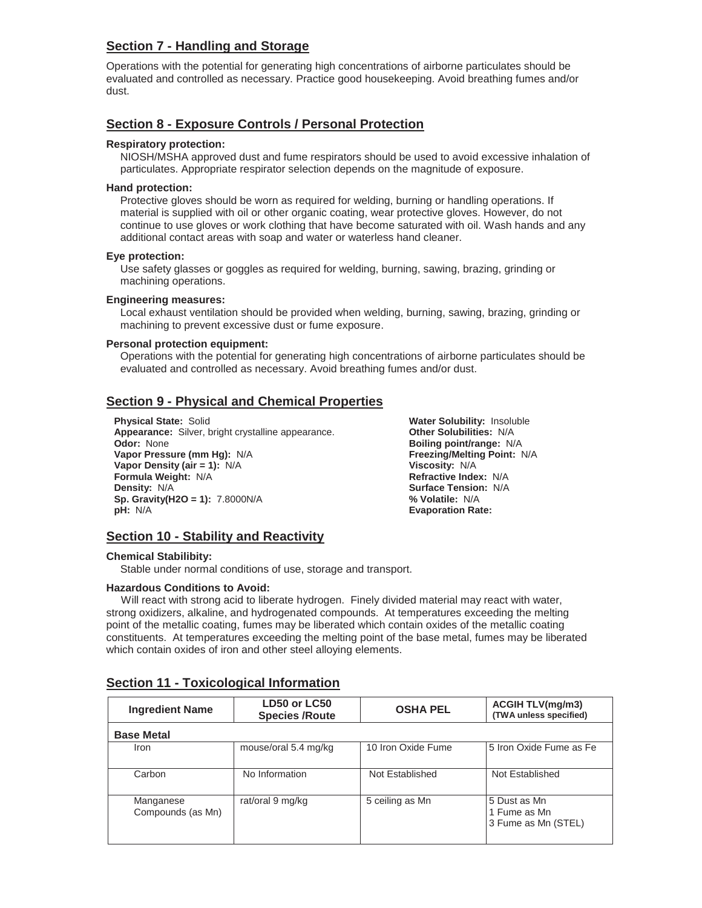## Section 7 - Handling and Storage

Operations with the potential for generating high concentrations of airborne particulates should be evaluated and controlled as necessary. Practice good housekeeping. Avoid breathing fumes and/or dust.

## Section 8 - Exposure Controls / Personal Protection

**Respiratory protection:**

NIOSH/MSHA approved dust and fume respirators should be used to avoid excessive inhalation of particulates. Appropriate respirator selection depends on the magnitude of exposure.

**Hand protection:**

Protective gloves should be worn as required for welding, burning or handling operations. If material is supplied with oil or other organic coating, wear protective gloves. However, do not continue to use gloves or work clothing that have become saturated with oil. Wash hands and any additional contact areas with soap and water or waterless hand cleaner.

**Eye protection:**

Use safety glasses or goggles as required for welding, burning, sawing, brazing, grinding or machining operations.

**Engineering measures:**

Local exhaust ventilation should be provided when welding, burning, sawing, brazing, grinding or machining to prevent excessive dust or fume exposure.

**Personal protection equipment:**

Operations with the potential for generating high concentrations of airborne particulates should be evaluated and controlled as necessary. Avoid breathing fumes and/or dust.

## Section 9 - Physical and Chemical Properties

**Physical State:** Solid
**Appearance:** Silver, bright crystalline appearance.
**Odor:** None
**Vapor Pressure (mm Hg):** N/A
**Vapor Density (air = 1):** N/A
**Formula Weight:** N/A
**Density:** N/A
**Sp. Gravity(H2O = 1):** 7.8000N/A
**pH:** N/A
**Water Solubility:** Insoluble
**Other Solubilities:** N/A
**Boiling point/range:** N/A
**Freezing/Melting Point:** N/A
**Viscosity:** N/A
**Refractive Index:** N/A
**Surface Tension:** N/A
**% Volatile:** N/A
**Evaporation Rate:**

## Section 10 - Stability and Reactivity

**Chemical Stabilibity:**

Stable under normal conditions of use, storage and transport.

**Hazardous Conditions to Avoid:**

Will react with strong acid to liberate hydrogen. Finely divided material may react with water, strong oxidizers, alkaline, and hydrogenated compounds. At temperatures exceeding the melting point of the metallic coating, fumes may be liberated which contain oxides of the metallic coating constituents. At temperatures exceeding the melting point of the base metal, fumes may be liberated which contain oxides of iron and other steel alloying elements.

## Section 11 - Toxicological Information

| Ingredient Name | LD50 or LC50 Species /Route | OSHA PEL | ACGIH TLV(mg/m3) (TWA unless specified) |
|---|---|---|---|
| **Base Metal** | | | |
| Iron | mouse/oral 5.4 mg/kg | 10 Iron Oxide Fume | 5 Iron Oxide Fume as Fe |
| Carbon | No Information | Not Established | Not Established |
| Manganese Compounds (as Mn) | rat/oral 9 mg/kg | 5 ceiling as Mn | 5 Dust as Mn<br>1 Fume as Mn<br>3 Fume as Mn (STEL) |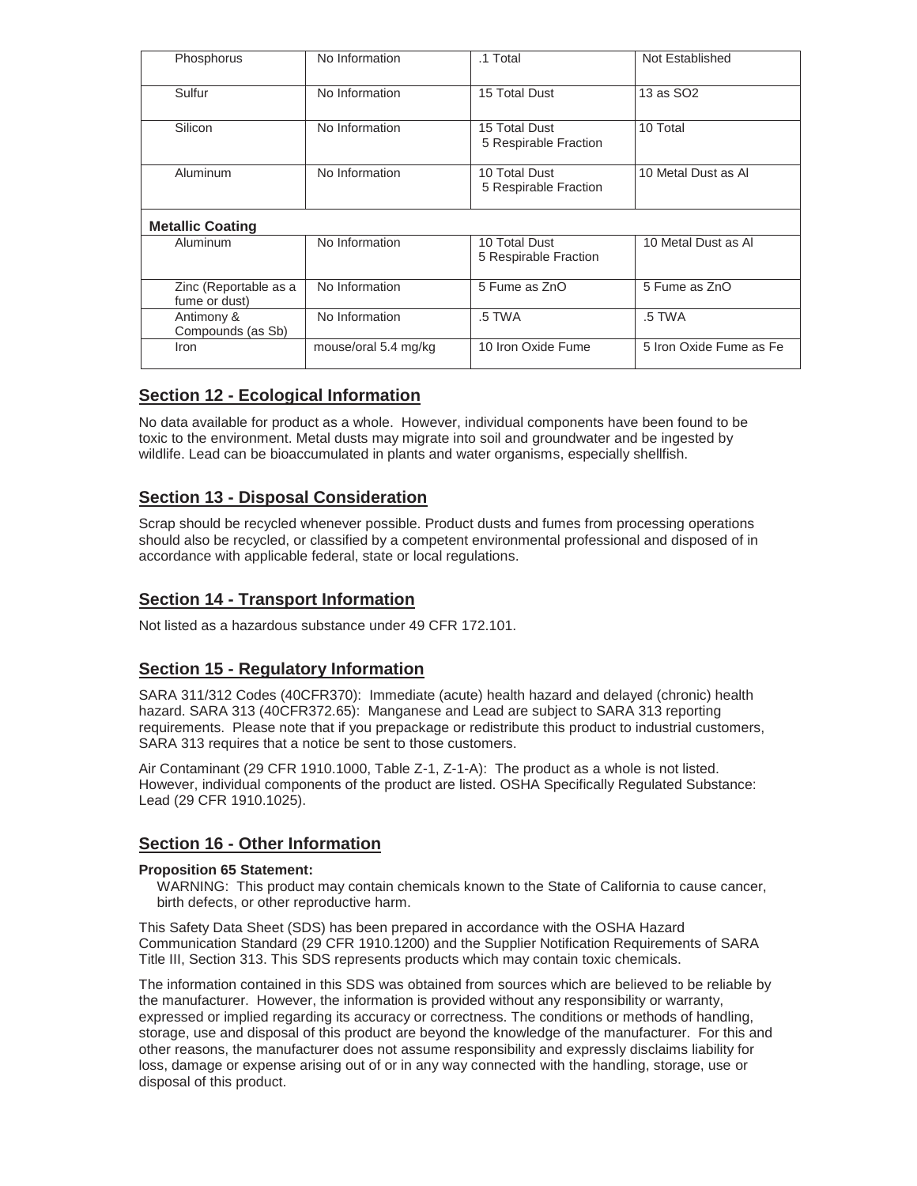| | | | |
|---|---|---|---|
| Phosphorus | No Information | .1 Total | Not Established |
| Sulfur | No Information | 15 Total Dust | 13 as $SO_2$ |
| Silicon | No Information | 15 Total Dust<br>5 Respirable Fraction | 10 Total |
| Aluminum | No Information | 10 Total Dust<br>5 Respirable Fraction | 10 Metal Dust as Al |
| **Metallic Coating** | | | |
| Aluminum | No Information | 10 Total Dust<br>5 Respirable Fraction | 10 Metal Dust as Al |
| Zinc (Reportable as a fume or dust) | No Information | 5 Fume as ZnO | 5 Fume as ZnO |
| Antimony & Compounds (as Sb) | No Information | .5 TWA | .5 TWA |
| Iron | mouse/oral 5.4 mg/kg | 10 Iron Oxide Fume | 5 Iron Oxide Fume as Fe |

## Section 12 - Ecological Information

No data available for product as a whole. However, individual components have been found to be toxic to the environment. Metal dusts may migrate into soil and groundwater and be ingested by wildlife. Lead can be bioaccumulated in plants and water organisms, especially shellfish.

## Section 13 - Disposal Consideration

Scrap should be recycled whenever possible. Product dusts and fumes from processing operations should also be recycled, or classified by a competent environmental professional and disposed of in accordance with applicable federal, state or local regulations.

## Section 14 - Transport Information

Not listed as a hazardous substance under 49 CFR 172.101.

## Section 15 - Regulatory Information

SARA 311/312 Codes (40CFR370): Immediate (acute) health hazard and delayed (chronic) health hazard. SARA 313 (40CFR372.65): Manganese and Lead are subject to SARA 313 reporting requirements. Please note that if you prepackage or redistribute this product to industrial customers, SARA 313 requires that a notice be sent to those customers.

Air Contaminant (29 CFR 1910.1000, Table Z-1, Z-1-A): The product as a whole is not listed. However, individual components of the product are listed. OSHA Specifically Regulated Substance: Lead (29 CFR 1910.1025).

## Section 16 - Other Information

**Proposition 65 Statement:**

WARNING: This product may contain chemicals known to the State of California to cause cancer, birth defects, or other reproductive harm.

This Safety Data Sheet (SDS) has been prepared in accordance with the OSHA Hazard Communication Standard (29 CFR 1910.1200) and the Supplier Notification Requirements of SARA Title III, Section 313. This SDS represents products which may contain toxic chemicals.

The information contained in this SDS was obtained from sources which are believed to be reliable by the manufacturer. However, the information is provided without any responsibility or warranty, expressed or implied regarding its accuracy or correctness. The conditions or methods of handling, storage, use and disposal of this product are beyond the knowledge of the manufacturer. For this and other reasons, the manufacturer does not assume responsibility and expressly disclaims liability for loss, damage or expense arising out of or in any way connected with the handling, storage, use or disposal of this product.